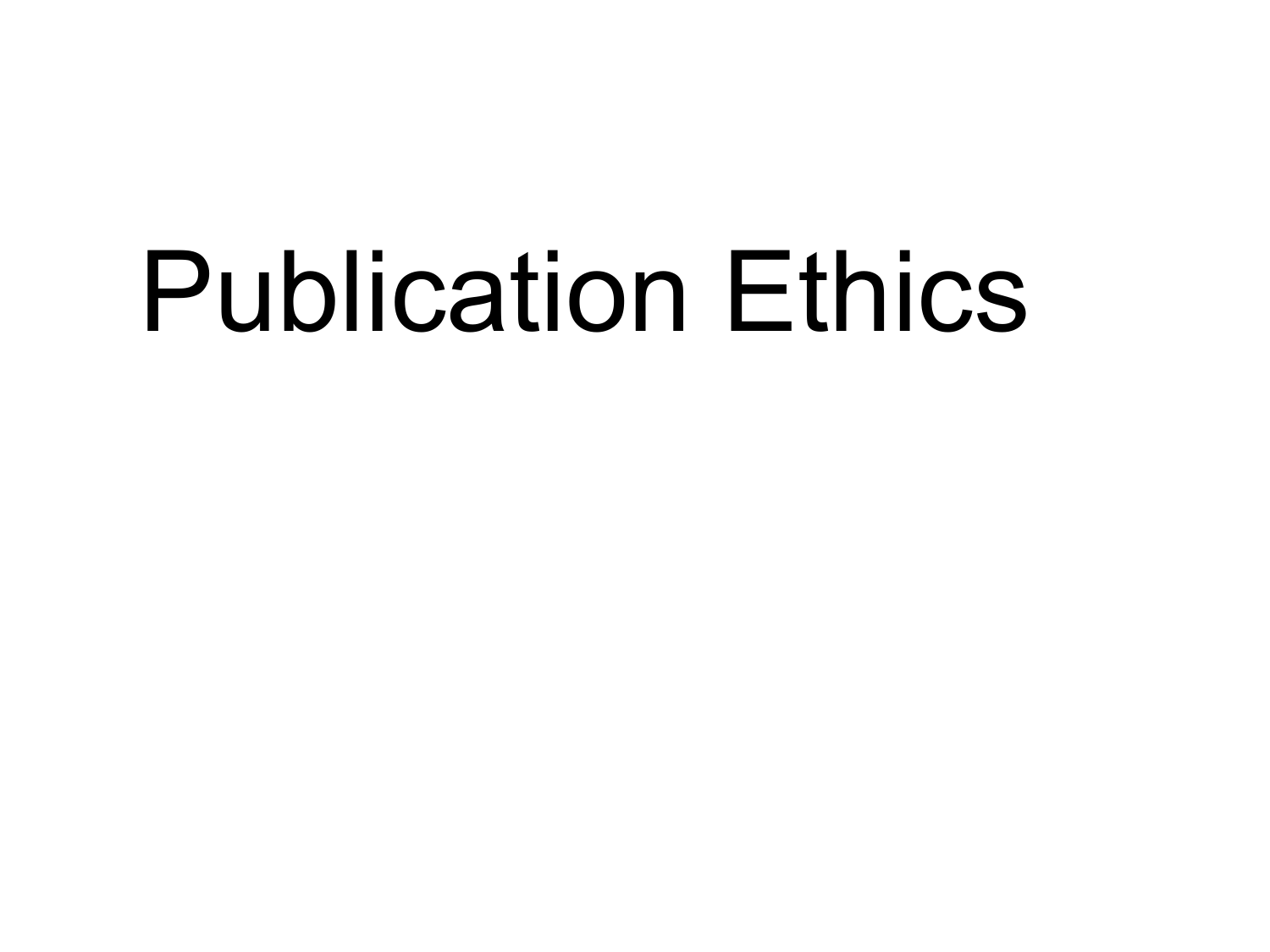# Publication Ethics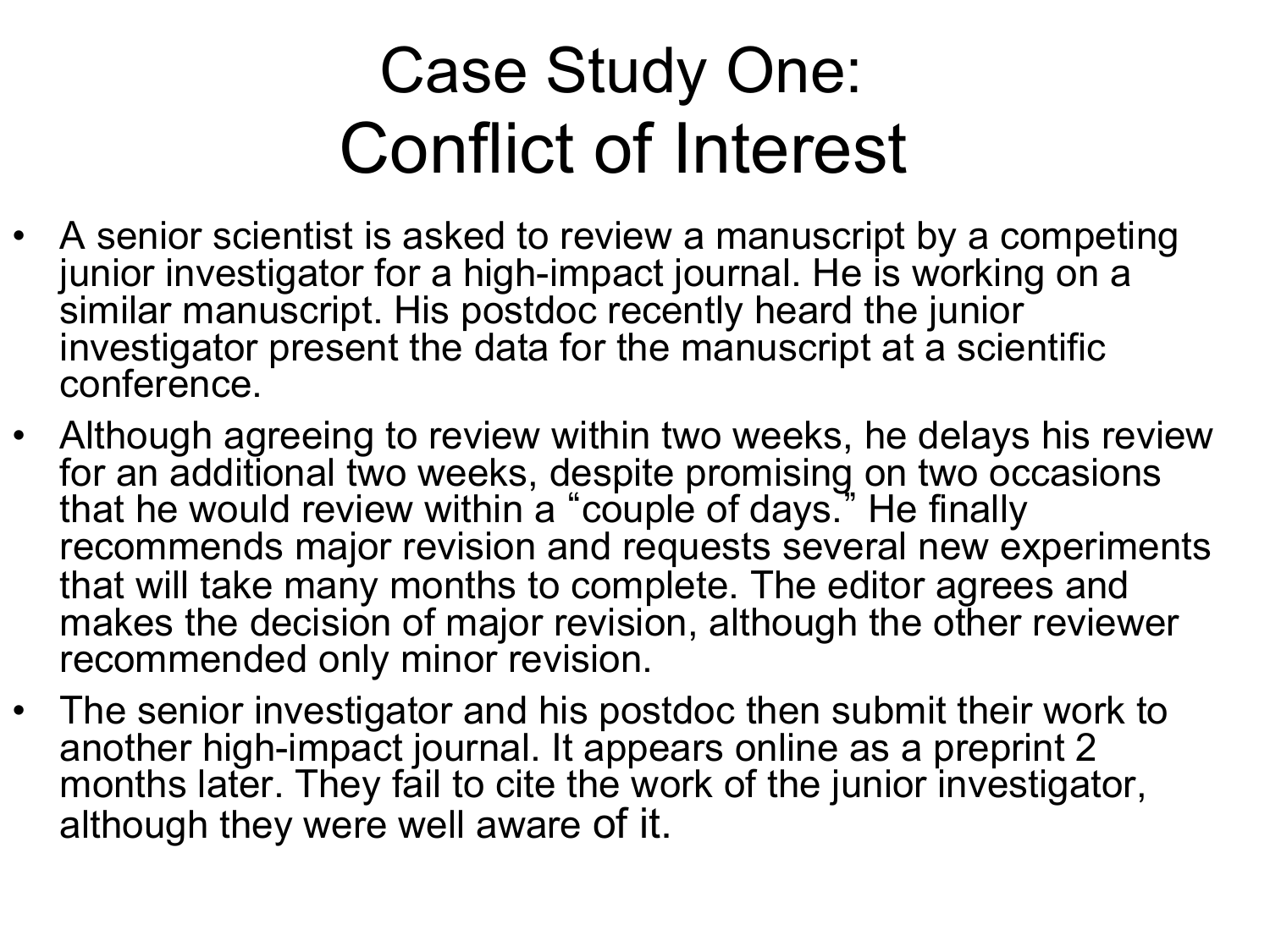# Case Study One:
# Conflict of Interest

- A senior scientist is asked to review a manuscript by a competing junior investigator for a high-impact journal. He is working on a similar manuscript. His postdoc recently heard the junior investigator present the data for the manuscript at a scientific conference.
- Although agreeing to review within two weeks, he delays his review for an additional two weeks, despite promising on two occasions that he would review within a "couple of days." He finally recommends major revision and requests several new experiments that will take many months to complete. The editor agrees and makes the decision of major revision, although the other reviewer recommended only minor revision.
- The senior investigator and his postdoc then submit their work to another high-impact journal. It appears online as a preprint 2 months later. They fail to cite the work of the junior investigator, although they were well aware of it.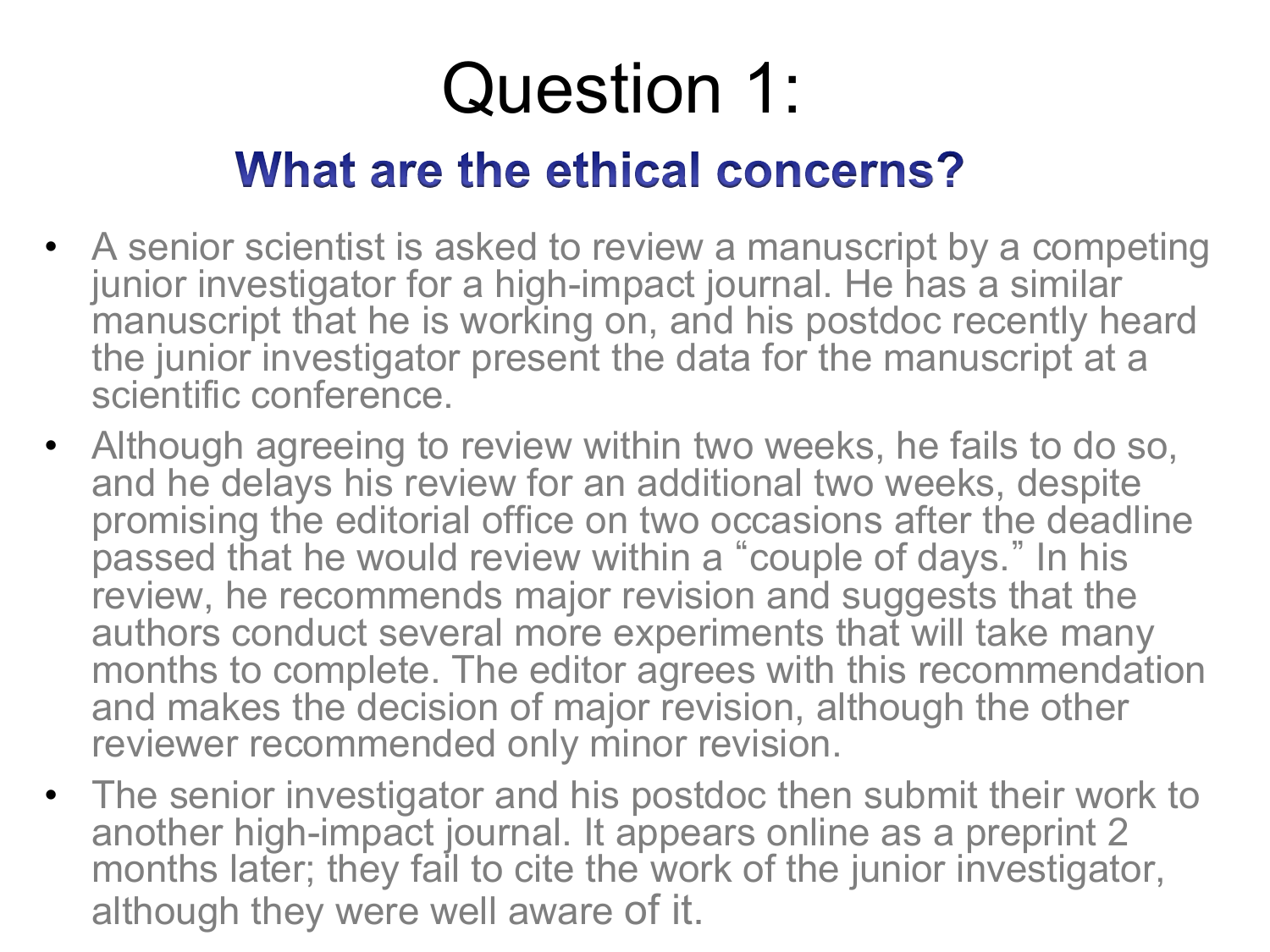# Question 1:

## **What are the ethical concerns?**

- A senior scientist is asked to review a manuscript by a competing junior investigator for a high-impact journal. He has a similar manuscript that he is working on, and his postdoc recently heard the junior investigator present the data for the manuscript at a scientific conference.
- Although agreeing to review within two weeks, he fails to do so, and he delays his review for an additional two weeks, despite promising the editorial office on two occasions after the deadline passed that he would review within a "couple of days." In his review, he recommends major revision and suggests that the authors conduct several more experiments that will take many months to complete. The editor agrees with this recommendation and makes the decision of major revision, although the other reviewer recommended only minor revision.
- The senior investigator and his postdoc then submit their work to another high-impact journal. It appears online as a preprint 2 months later; they fail to cite the work of the junior investigator, although they were well aware of it.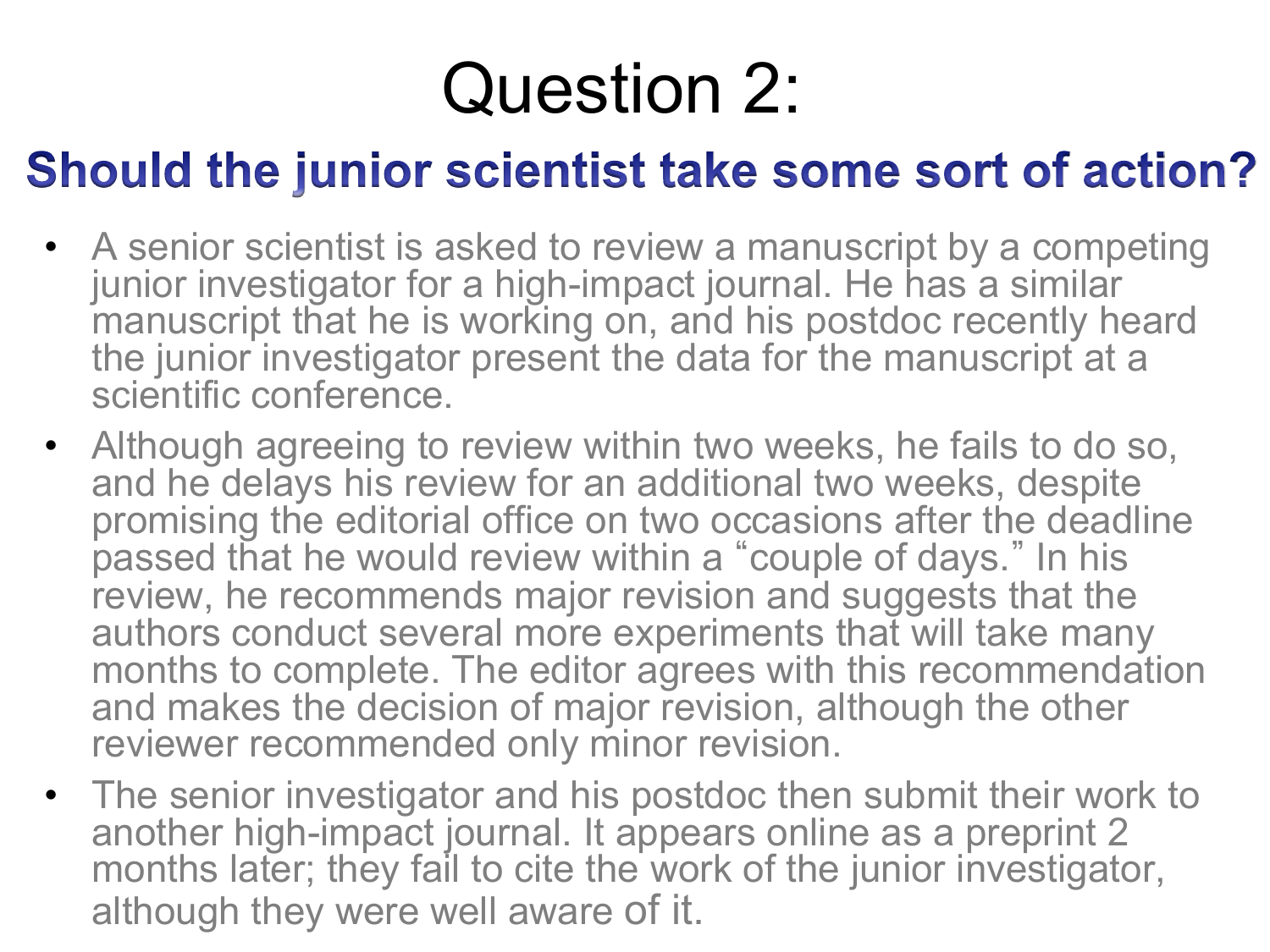# Question 2:

## Should the junior scientist take some sort of action?

- A senior scientist is asked to review a manuscript by a competing junior investigator for a high-impact journal. He has a similar manuscript that he is working on, and his postdoc recently heard the junior investigator present the data for the manuscript at a scientific conference.
- Although agreeing to review within two weeks, he fails to do so, and he delays his review for an additional two weeks, despite promising the editorial office on two occasions after the deadline passed that he would review within a "couple of days." In his review, he recommends major revision and suggests that the authors conduct several more experiments that will take many months to complete. The editor agrees with this recommendation and makes the decision of major revision, although the other reviewer recommended only minor revision.
- The senior investigator and his postdoc then submit their work to another high-impact journal. It appears online as a preprint 2 months later; they fail to cite the work of the junior investigator, although they were well aware of it.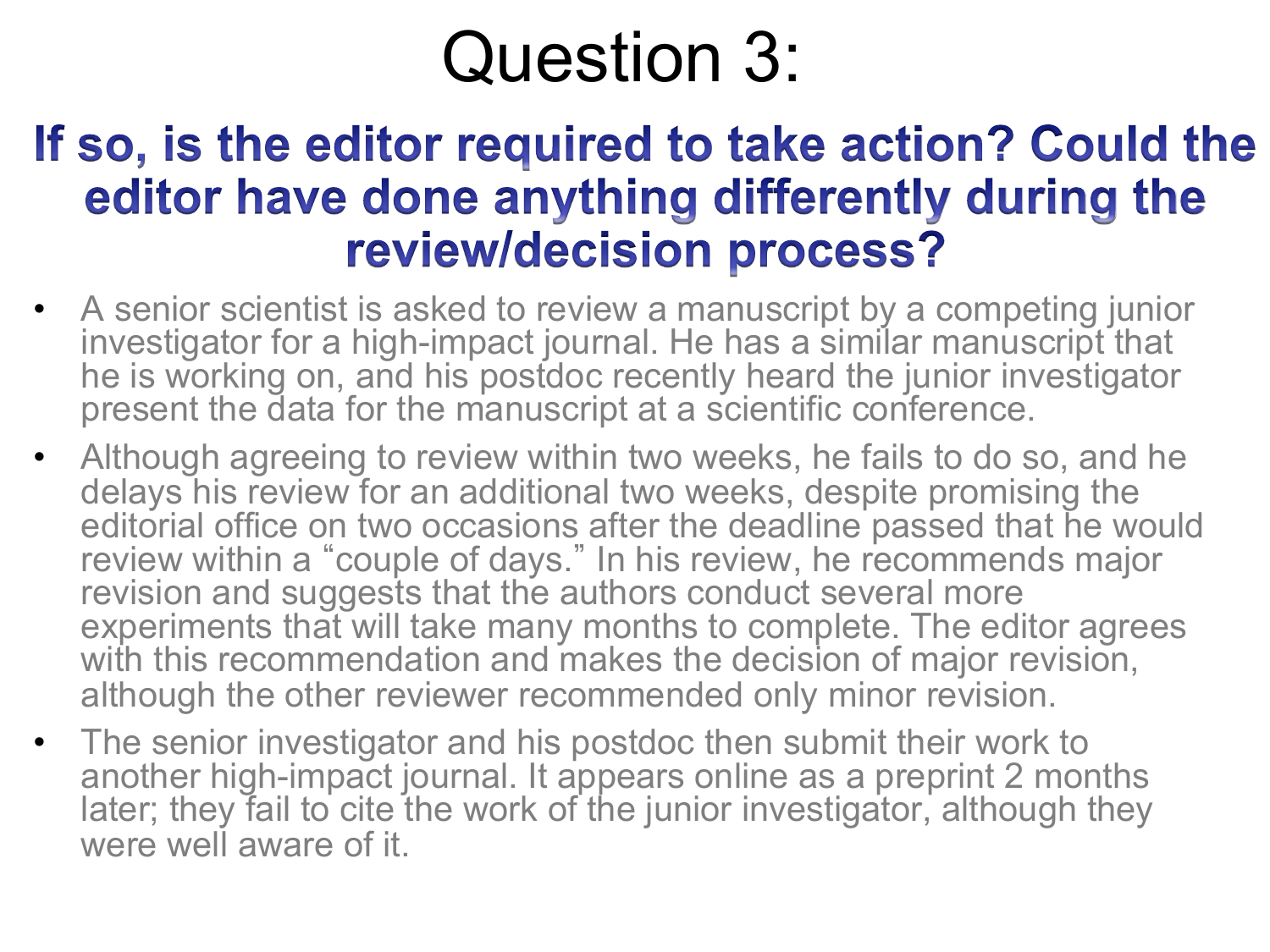# Question 3:

## If so, is the editor required to take action? Could the editor have done anything differently during the review/decision process?

- A senior scientist is asked to review a manuscript by a competing junior investigator for a high-impact journal. He has a similar manuscript that he is working on, and his postdoc recently heard the junior investigator present the data for the manuscript at a scientific conference.
- Although agreeing to review within two weeks, he fails to do so, and he delays his review for an additional two weeks, despite promising the editorial office on two occasions after the deadline passed that he would review within a "couple of days." In his review, he recommends major revision and suggests that the authors conduct several more experiments that will take many months to complete. The editor agrees with this recommendation and makes the decision of major revision, although the other reviewer recommended only minor revision.
- The senior investigator and his postdoc then submit their work to another high-impact journal. It appears online as a preprint 2 months later; they fail to cite the work of the junior investigator, although they were well aware of it.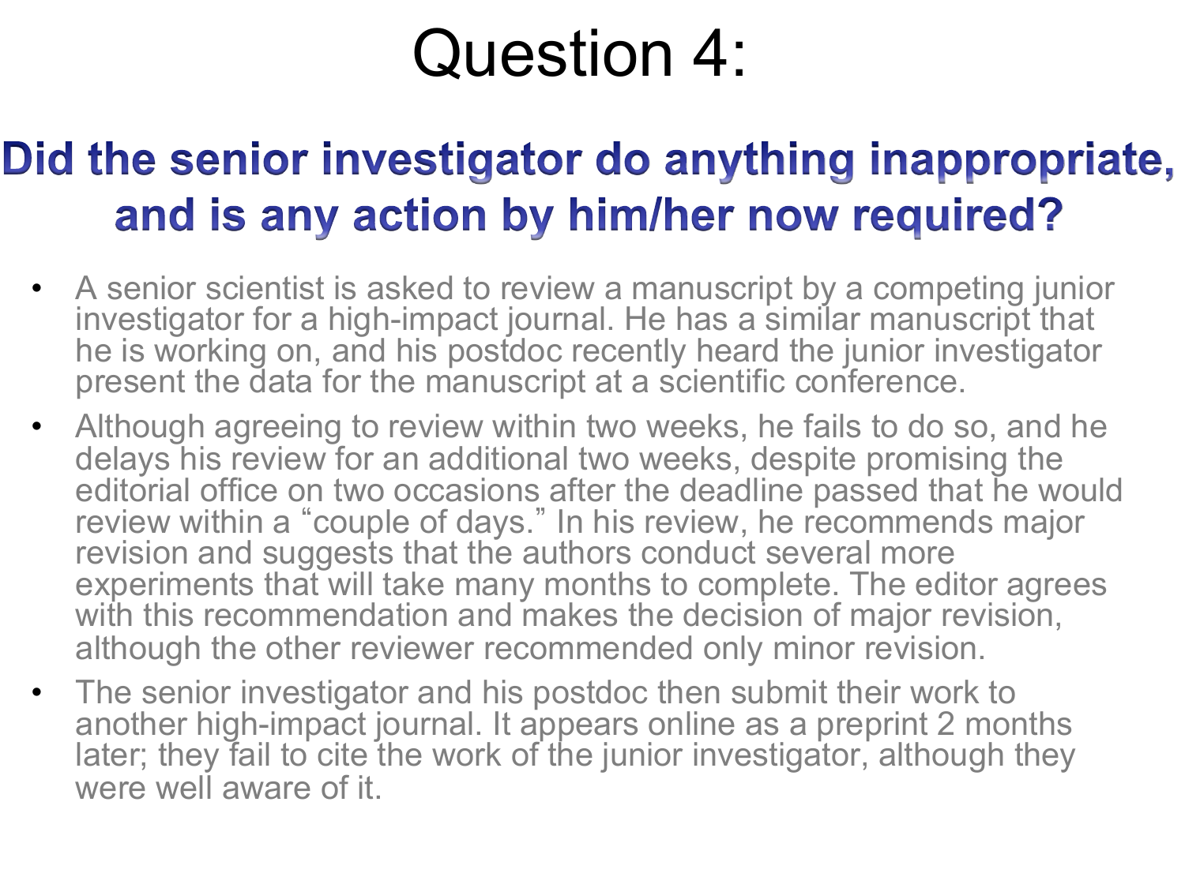# Question 4:

## Did the senior investigator do anything inappropriate, and is any action by him/her now required?

- A senior scientist is asked to review a manuscript by a competing junior investigator for a high-impact journal. He has a similar manuscript that he is working on, and his postdoc recently heard the junior investigator present the data for the manuscript at a scientific conference.
- Although agreeing to review within two weeks, he fails to do so, and he delays his review for an additional two weeks, despite promising the editorial office on two occasions after the deadline passed that he would review within a "couple of days." In his review, he recommends major revision and suggests that the authors conduct several more experiments that will take many months to complete. The editor agrees with this recommendation and makes the decision of major revision, although the other reviewer recommended only minor revision.
- The senior investigator and his postdoc then submit their work to another high-impact journal. It appears online as a preprint 2 months later; they fail to cite the work of the junior investigator, although they were well aware of it.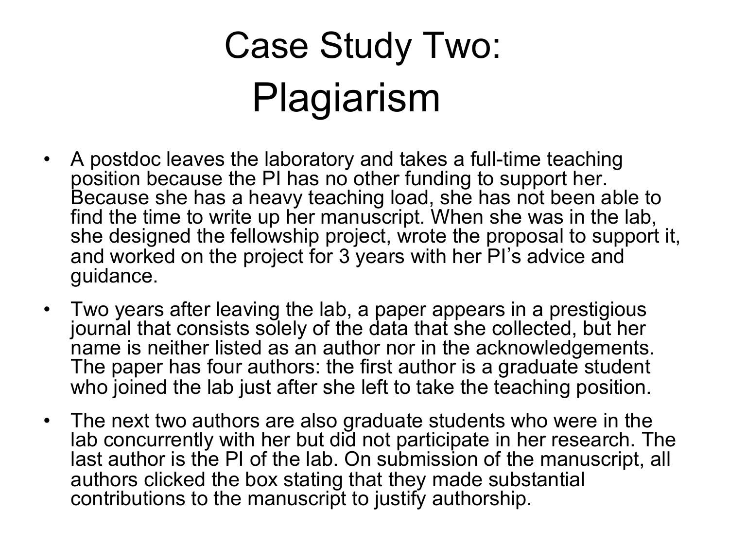# Case Study Two: Plagiarism

- A postdoc leaves the laboratory and takes a full-time teaching position because the PI has no other funding to support her. Because she has a heavy teaching load, she has not been able to find the time to write up her manuscript. When she was in the lab, she designed the fellowship project, wrote the proposal to support it, and worked on the project for 3 years with her PI's advice and guidance.
- Two years after leaving the lab, a paper appears in a prestigious journal that consists solely of the data that she collected, but her name is neither listed as an author nor in the acknowledgements. The paper has four authors: the first author is a graduate student who joined the lab just after she left to take the teaching position.
- The next two authors are also graduate students who were in the lab concurrently with her but did not participate in her research. The last author is the PI of the lab. On submission of the manuscript, all authors clicked the box stating that they made substantial contributions to the manuscript to justify authorship.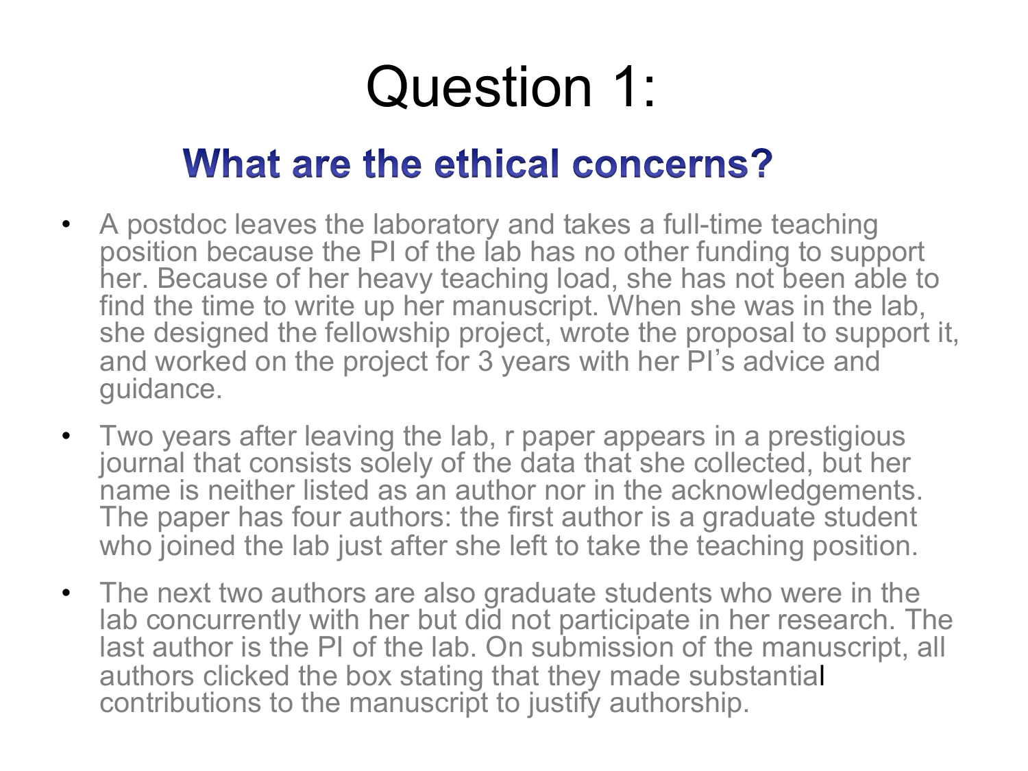# Question 1:

## What are the ethical concerns?

- A postdoc leaves the laboratory and takes a full-time teaching position because the PI of the lab has no other funding to support her. Because of her heavy teaching load, she has not been able to find the time to write up her manuscript. When she was in the lab, she designed the fellowship project, wrote the proposal to support it, and worked on the project for 3 years with her PI's advice and guidance.
- Two years after leaving the lab, r paper appears in a prestigious journal that consists solely of the data that she collected, but her name is neither listed as an author nor in the acknowledgements. The paper has four authors: the first author is a graduate student who joined the lab just after she left to take the teaching position.
- The next two authors are also graduate students who were in the lab concurrently with her but did not participate in her research. The last author is the PI of the lab. On submission of the manuscript, all authors clicked the box stating that they made substantial contributions to the manuscript to justify authorship.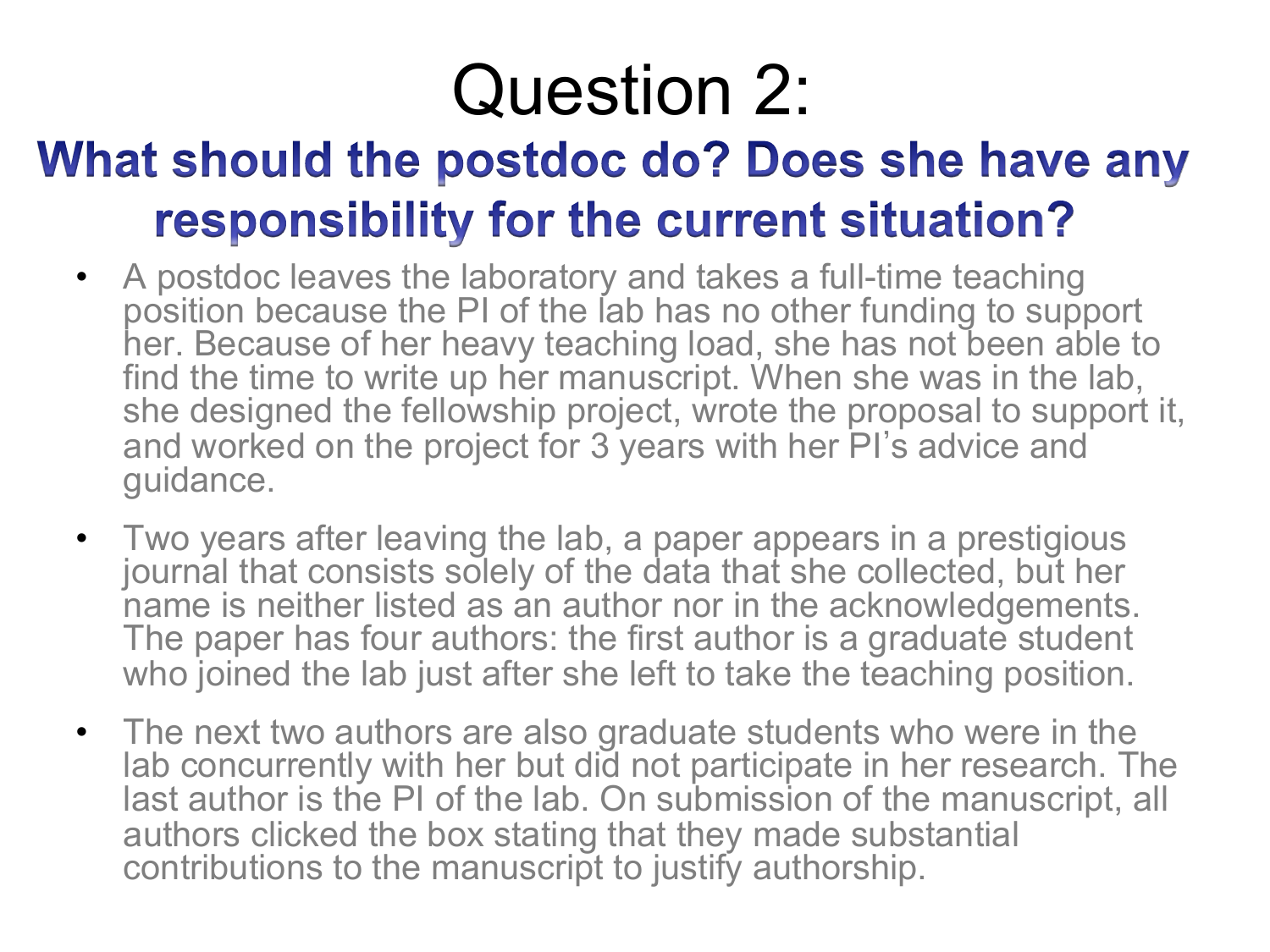# Question 2:

## What should the postdoc do? Does she have any responsibility for the current situation?

- A postdoc leaves the laboratory and takes a full-time teaching position because the PI of the lab has no other funding to support her. Because of her heavy teaching load, she has not been able to find the time to write up her manuscript. When she was in the lab, she designed the fellowship project, wrote the proposal to support it, and worked on the project for 3 years with her PI's advice and guidance.
- Two years after leaving the lab, a paper appears in a prestigious journal that consists solely of the data that she collected, but her name is neither listed as an author nor in the acknowledgements. The paper has four authors: the first author is a graduate student who joined the lab just after she left to take the teaching position.
- The next two authors are also graduate students who were in the lab concurrently with her but did not participate in her research. The last author is the PI of the lab. On submission of the manuscript, all authors clicked the box stating that they made substantial contributions to the manuscript to justify authorship.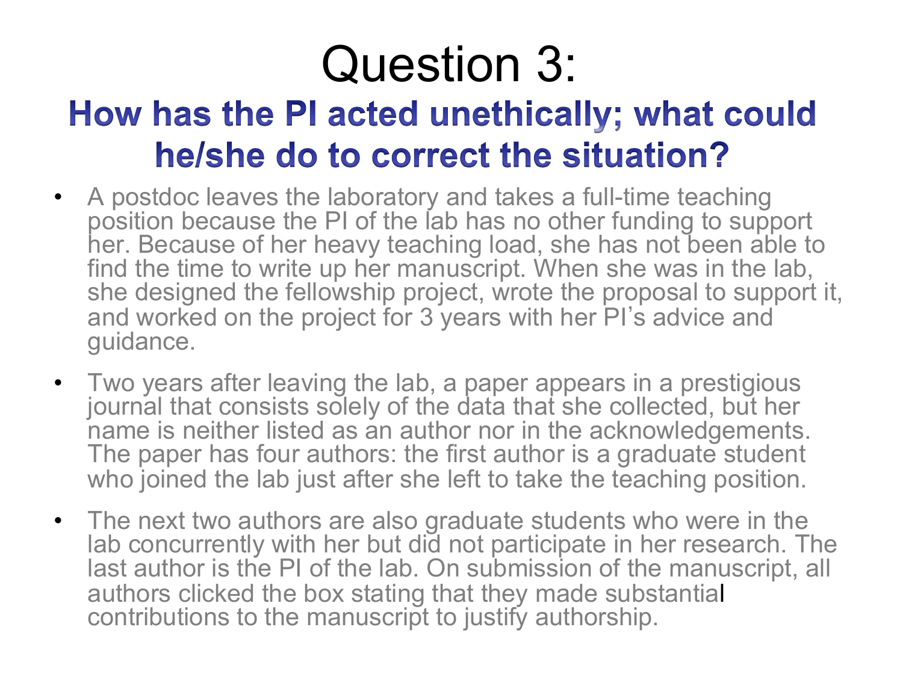# Question 3:

## How has the PI acted unethically; what could he/she do to correct the situation?

- A postdoc leaves the laboratory and takes a full-time teaching position because the PI of the lab has no other funding to support her. Because of her heavy teaching load, she has not been able to find the time to write up her manuscript. When she was in the lab, she designed the fellowship project, wrote the proposal to support it, and worked on the project for 3 years with her PI's advice and guidance.
- Two years after leaving the lab, a paper appears in a prestigious journal that consists solely of the data that she collected, but her name is neither listed as an author nor in the acknowledgements. The paper has four authors: the first author is a graduate student who joined the lab just after she left to take the teaching position.
- The next two authors are also graduate students who were in the lab concurrently with her but did not participate in her research. The last author is the PI of the lab. On submission of the manuscript, all authors clicked the box stating that they made substantial contributions to the manuscript to justify authorship.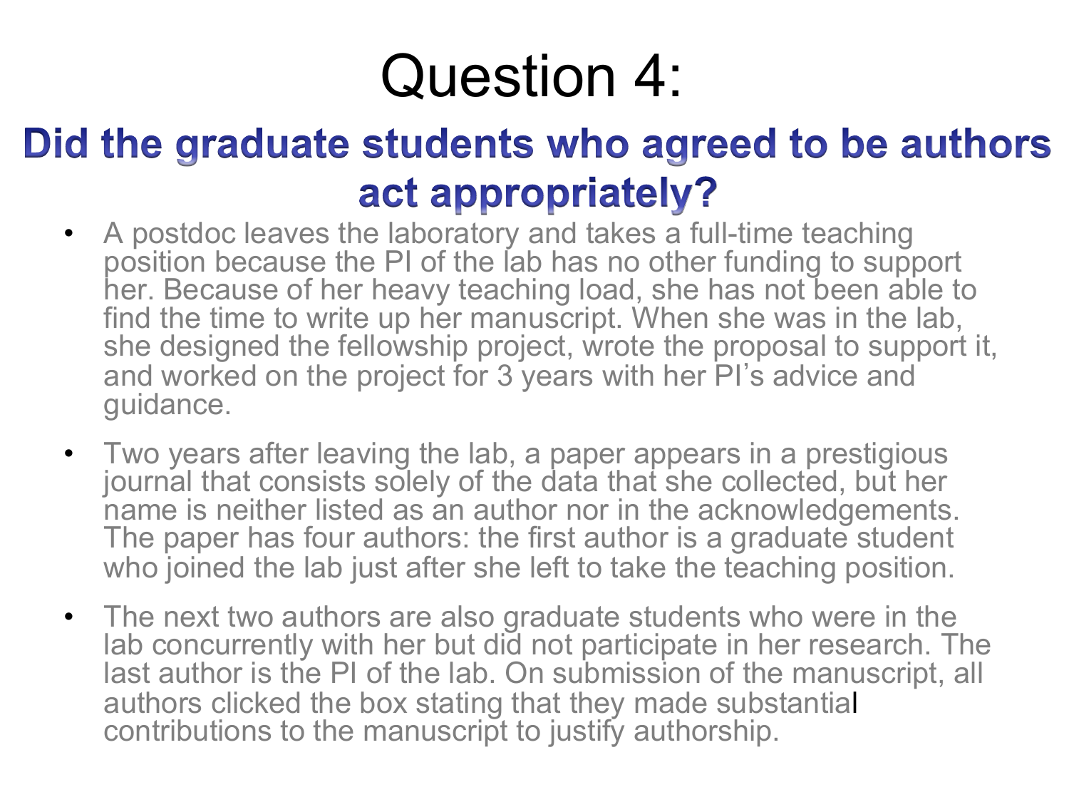# Question 4:

## Did the graduate students who agreed to be authors act appropriately?

- A postdoc leaves the laboratory and takes a full-time teaching position because the PI of the lab has no other funding to support her. Because of her heavy teaching load, she has not been able to find the time to write up her manuscript. When she was in the lab, she designed the fellowship project, wrote the proposal to support it, and worked on the project for 3 years with her PI's advice and guidance.
- Two years after leaving the lab, a paper appears in a prestigious journal that consists solely of the data that she collected, but her name is neither listed as an author nor in the acknowledgements. The paper has four authors: the first author is a graduate student who joined the lab just after she left to take the teaching position.
- The next two authors are also graduate students who were in the lab concurrently with her but did not participate in her research. The last author is the PI of the lab. On submission of the manuscript, all authors clicked the box stating that they made substantial contributions to the manuscript to justify authorship.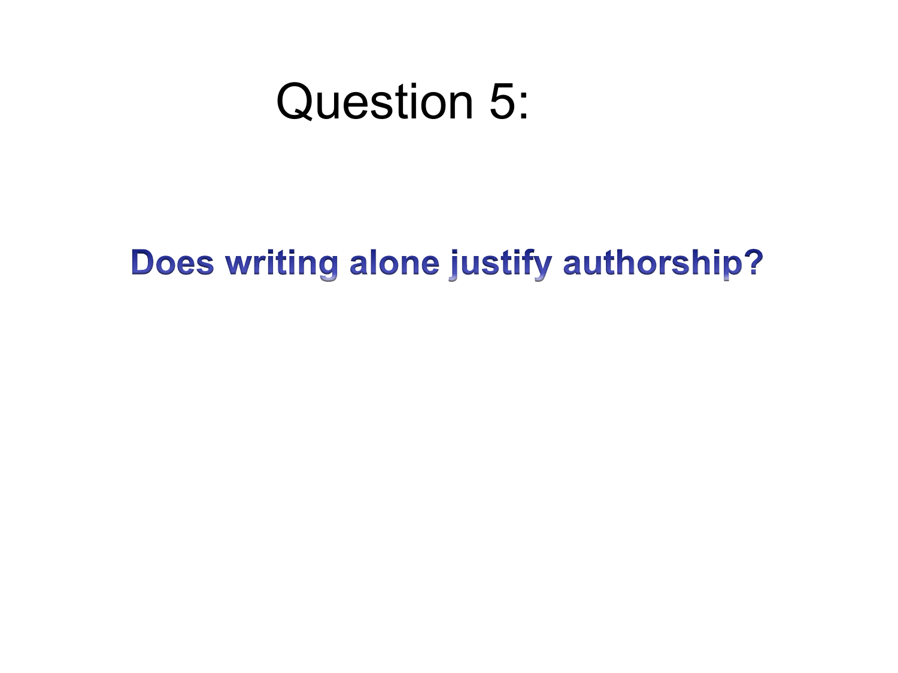# Question 5:

**Does writing alone justify authorship?**